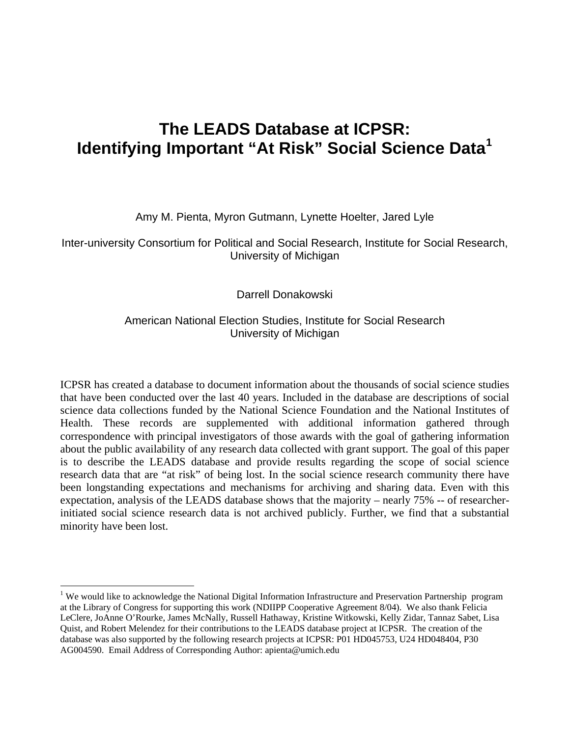# The LEADS Database at ICPSR: Identifying Important "At Risk" Social Science Data[1]

Amy M. Pienta, Myron Gutmann, Lynette Hoelter, Jared Lyle

Inter-university Consortium for Political and Social Research, Institute for Social Research, University of Michigan

Darrell Donakowski

American National Election Studies, Institute for Social Research University of Michigan

ICPSR has created a database to document information about the thousands of social science studies that have been conducted over the last 40 years. Included in the database are descriptions of social science data collections funded by the National Science Foundation and the National Institutes of Health. These records are supplemented with additional information gathered through correspondence with principal investigators of those awards with the goal of gathering information about the public availability of any research data collected with grant support. The goal of this paper is to describe the LEADS database and provide results regarding the scope of social science research data that are "at risk" of being lost. In the social science research community there have been longstanding expectations and mechanisms for archiving and sharing data. Even with this expectation, analysis of the LEADS database shows that the majority – nearly 75% -- of researcher-initiated social science research data is not archived publicly. Further, we find that a substantial minority have been lost.

---

[1] We would like to acknowledge the National Digital Information Infrastructure and Preservation Partnership program at the Library of Congress for supporting this work (NDIIPP Cooperative Agreement 8/04). We also thank Felicia LeClere, JoAnne O'Rourke, James McNally, Russell Hathaway, Kristine Witkowski, Kelly Zidar, Tannaz Sabet, Lisa Quist, and Robert Melendez for their contributions to the LEADS database project at ICPSR. The creation of the database was also supported by the following research projects at ICPSR: P01 HD045753, U24 HD048404, P30 AG004590. Email Address of Corresponding Author: apienta@umich.edu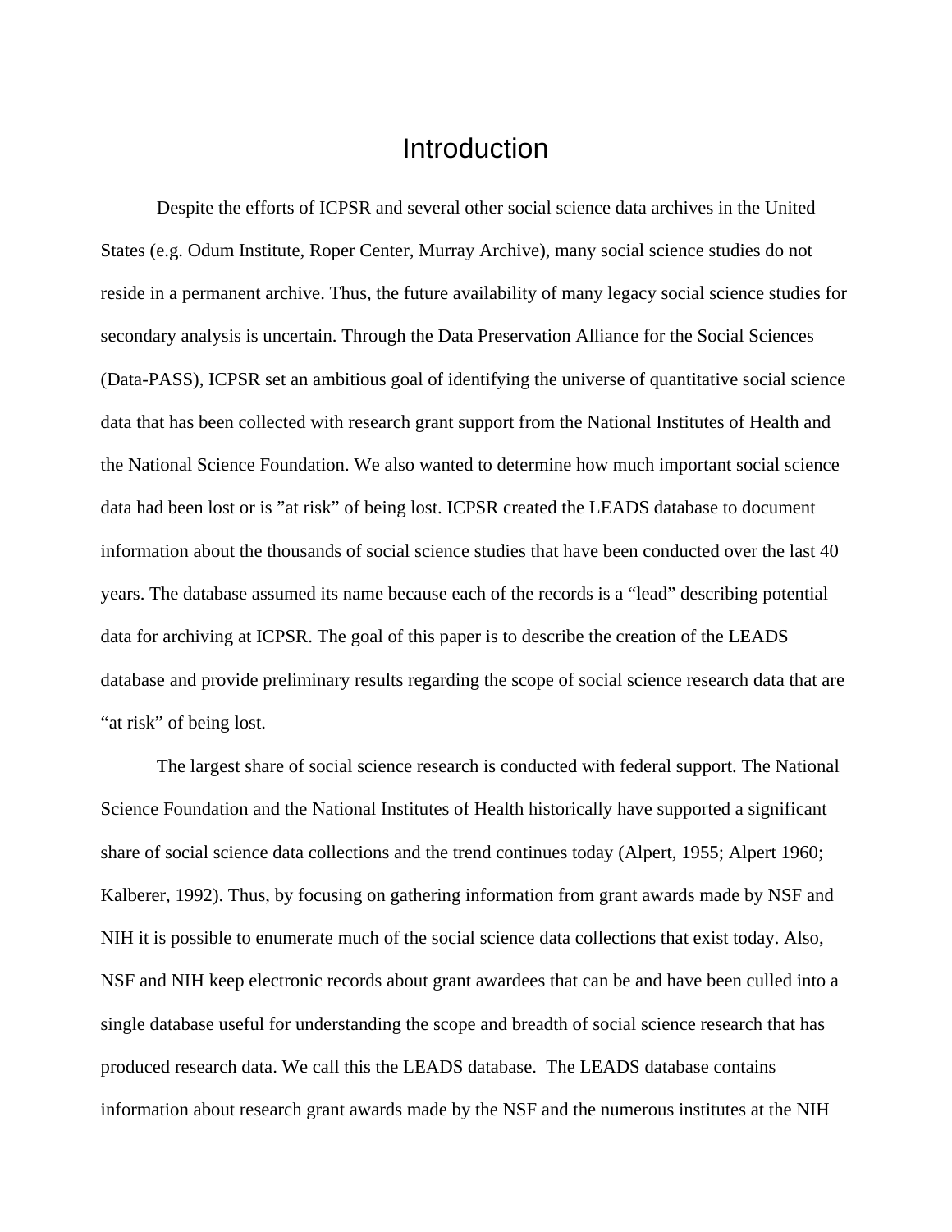# Introduction

Despite the efforts of ICPSR and several other social science data archives in the United States (e.g. Odum Institute, Roper Center, Murray Archive), many social science studies do not reside in a permanent archive. Thus, the future availability of many legacy social science studies for secondary analysis is uncertain. Through the Data Preservation Alliance for the Social Sciences (Data-PASS), ICPSR set an ambitious goal of identifying the universe of quantitative social science data that has been collected with research grant support from the National Institutes of Health and the National Science Foundation. We also wanted to determine how much important social science data had been lost or is "at risk" of being lost. ICPSR created the LEADS database to document information about the thousands of social science studies that have been conducted over the last 40 years. The database assumed its name because each of the records is a "lead" describing potential data for archiving at ICPSR. The goal of this paper is to describe the creation of the LEADS database and provide preliminary results regarding the scope of social science research data that are "at risk" of being lost.

The largest share of social science research is conducted with federal support. The National Science Foundation and the National Institutes of Health historically have supported a significant share of social science data collections and the trend continues today (Alpert, 1955; Alpert 1960; Kalberer, 1992). Thus, by focusing on gathering information from grant awards made by NSF and NIH it is possible to enumerate much of the social science data collections that exist today. Also, NSF and NIH keep electronic records about grant awardees that can be and have been culled into a single database useful for understanding the scope and breadth of social science research that has produced research data. We call this the LEADS database. The LEADS database contains information about research grant awards made by the NSF and the numerous institutes at the NIH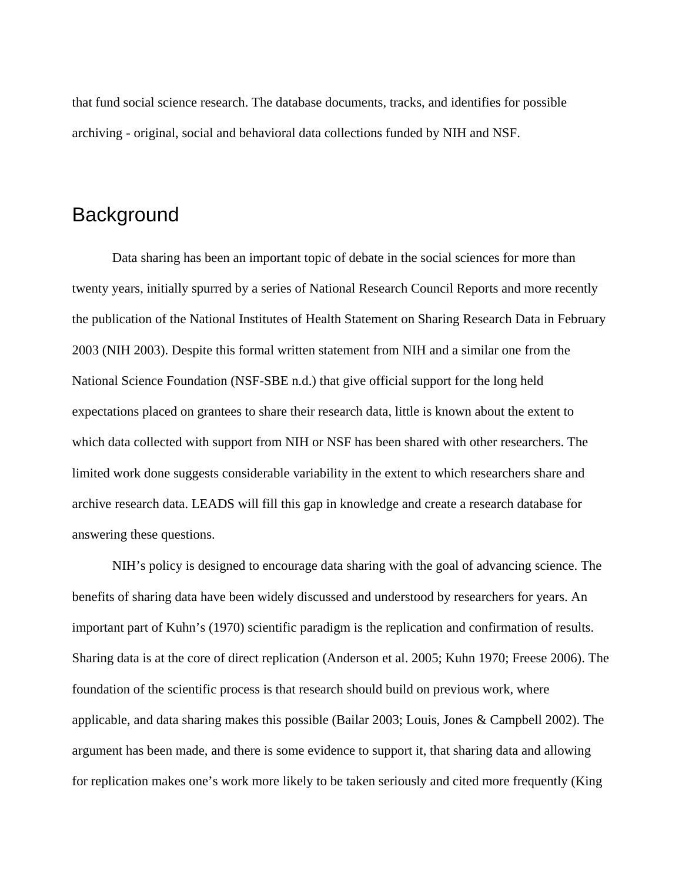that fund social science research. The database documents, tracks, and identifies for possible archiving - original, social and behavioral data collections funded by NIH and NSF.

## Background

Data sharing has been an important topic of debate in the social sciences for more than twenty years, initially spurred by a series of National Research Council Reports and more recently the publication of the National Institutes of Health Statement on Sharing Research Data in February 2003 (NIH 2003). Despite this formal written statement from NIH and a similar one from the National Science Foundation (NSF-SBE n.d.) that give official support for the long held expectations placed on grantees to share their research data, little is known about the extent to which data collected with support from NIH or NSF has been shared with other researchers. The limited work done suggests considerable variability in the extent to which researchers share and archive research data. LEADS will fill this gap in knowledge and create a research database for answering these questions.

NIH's policy is designed to encourage data sharing with the goal of advancing science. The benefits of sharing data have been widely discussed and understood by researchers for years. An important part of Kuhn's (1970) scientific paradigm is the replication and confirmation of results. Sharing data is at the core of direct replication (Anderson et al. 2005; Kuhn 1970; Freese 2006). The foundation of the scientific process is that research should build on previous work, where applicable, and data sharing makes this possible (Bailar 2003; Louis, Jones & Campbell 2002). The argument has been made, and there is some evidence to support it, that sharing data and allowing for replication makes one's work more likely to be taken seriously and cited more frequently (King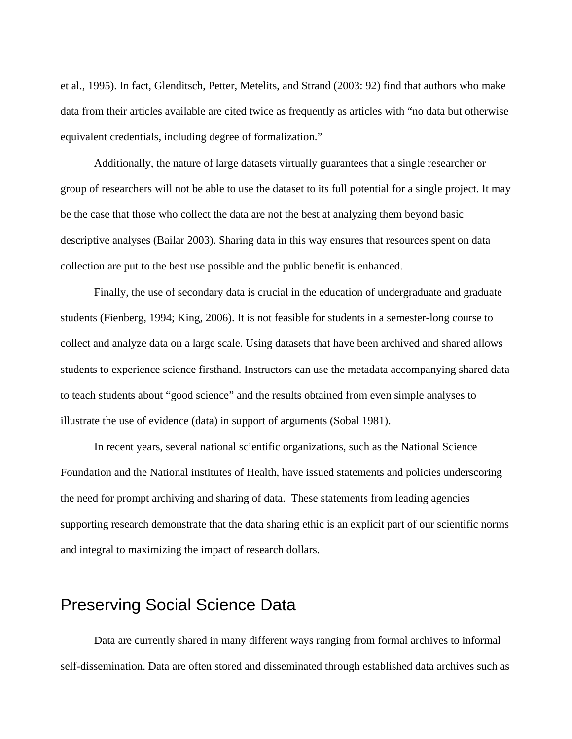et al., 1995). In fact, Glenditsch, Petter, Metelits, and Strand (2003: 92) find that authors who make data from their articles available are cited twice as frequently as articles with "no data but otherwise equivalent credentials, including degree of formalization."

Additionally, the nature of large datasets virtually guarantees that a single researcher or group of researchers will not be able to use the dataset to its full potential for a single project. It may be the case that those who collect the data are not the best at analyzing them beyond basic descriptive analyses (Bailar 2003). Sharing data in this way ensures that resources spent on data collection are put to the best use possible and the public benefit is enhanced.

Finally, the use of secondary data is crucial in the education of undergraduate and graduate students (Fienberg, 1994; King, 2006). It is not feasible for students in a semester-long course to collect and analyze data on a large scale. Using datasets that have been archived and shared allows students to experience science firsthand. Instructors can use the metadata accompanying shared data to teach students about "good science" and the results obtained from even simple analyses to illustrate the use of evidence (data) in support of arguments (Sobal 1981).

In recent years, several national scientific organizations, such as the National Science Foundation and the National institutes of Health, have issued statements and policies underscoring the need for prompt archiving and sharing of data. These statements from leading agencies supporting research demonstrate that the data sharing ethic is an explicit part of our scientific norms and integral to maximizing the impact of research dollars.

## Preserving Social Science Data

Data are currently shared in many different ways ranging from formal archives to informal self-dissemination. Data are often stored and disseminated through established data archives such as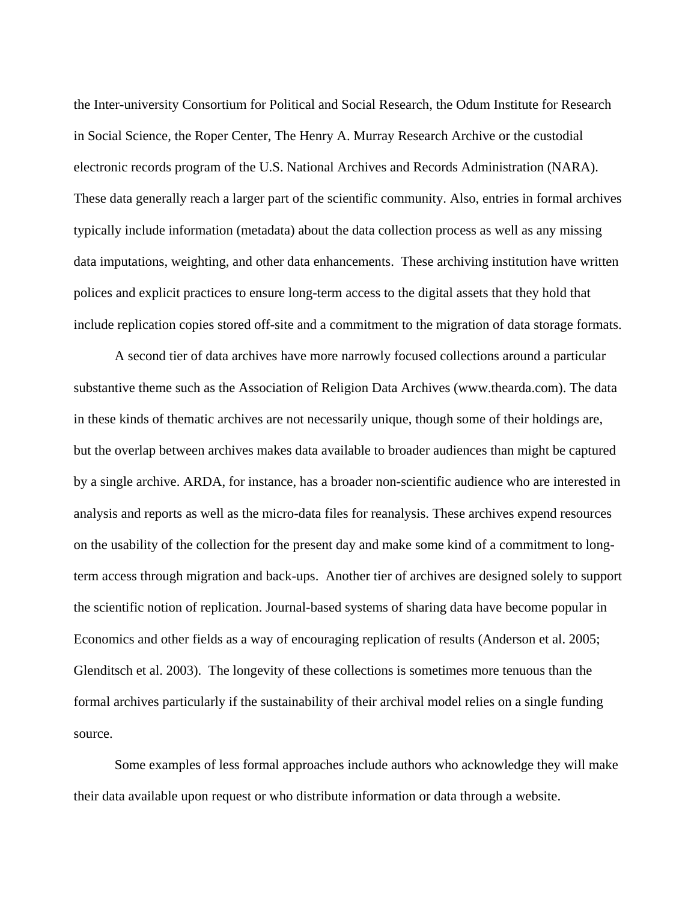the Inter-university Consortium for Political and Social Research, the Odum Institute for Research in Social Science, the Roper Center, The Henry A. Murray Research Archive or the custodial electronic records program of the U.S. National Archives and Records Administration (NARA). These data generally reach a larger part of the scientific community. Also, entries in formal archives typically include information (metadata) about the data collection process as well as any missing data imputations, weighting, and other data enhancements. These archiving institution have written polices and explicit practices to ensure long-term access to the digital assets that they hold that include replication copies stored off-site and a commitment to the migration of data storage formats.

A second tier of data archives have more narrowly focused collections around a particular substantive theme such as the Association of Religion Data Archives (www.thearda.com). The data in these kinds of thematic archives are not necessarily unique, though some of their holdings are, but the overlap between archives makes data available to broader audiences than might be captured by a single archive. ARDA, for instance, has a broader non-scientific audience who are interested in analysis and reports as well as the micro-data files for reanalysis. These archives expend resources on the usability of the collection for the present day and make some kind of a commitment to long-term access through migration and back-ups. Another tier of archives are designed solely to support the scientific notion of replication. Journal-based systems of sharing data have become popular in Economics and other fields as a way of encouraging replication of results (Anderson et al. 2005; Glenditsch et al. 2003). The longevity of these collections is sometimes more tenuous than the formal archives particularly if the sustainability of their archival model relies on a single funding source.

Some examples of less formal approaches include authors who acknowledge they will make their data available upon request or who distribute information or data through a website.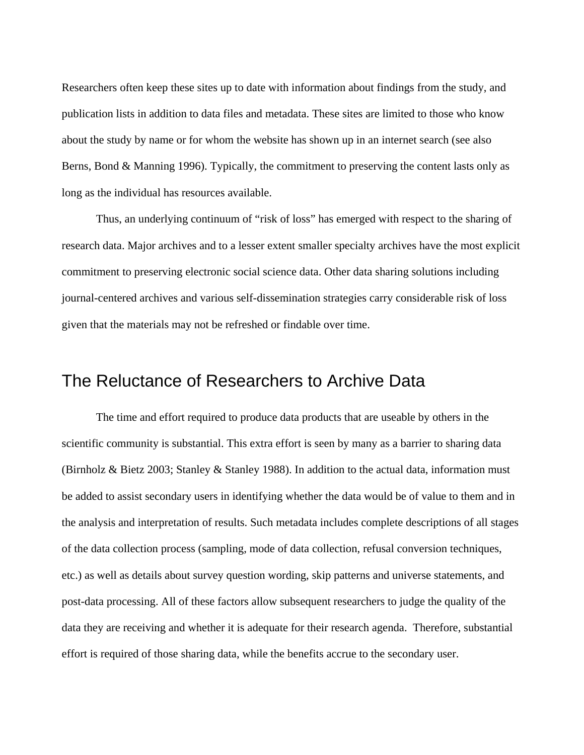Researchers often keep these sites up to date with information about findings from the study, and publication lists in addition to data files and metadata. These sites are limited to those who know about the study by name or for whom the website has shown up in an internet search (see also Berns, Bond & Manning 1996). Typically, the commitment to preserving the content lasts only as long as the individual has resources available.

Thus, an underlying continuum of "risk of loss" has emerged with respect to the sharing of research data. Major archives and to a lesser extent smaller specialty archives have the most explicit commitment to preserving electronic social science data. Other data sharing solutions including journal-centered archives and various self-dissemination strategies carry considerable risk of loss given that the materials may not be refreshed or findable over time.

## The Reluctance of Researchers to Archive Data

The time and effort required to produce data products that are useable by others in the scientific community is substantial. This extra effort is seen by many as a barrier to sharing data (Birnholz & Bietz 2003; Stanley & Stanley 1988). In addition to the actual data, information must be added to assist secondary users in identifying whether the data would be of value to them and in the analysis and interpretation of results. Such metadata includes complete descriptions of all stages of the data collection process (sampling, mode of data collection, refusal conversion techniques, etc.) as well as details about survey question wording, skip patterns and universe statements, and post-data processing. All of these factors allow subsequent researchers to judge the quality of the data they are receiving and whether it is adequate for their research agenda. Therefore, substantial effort is required of those sharing data, while the benefits accrue to the secondary user.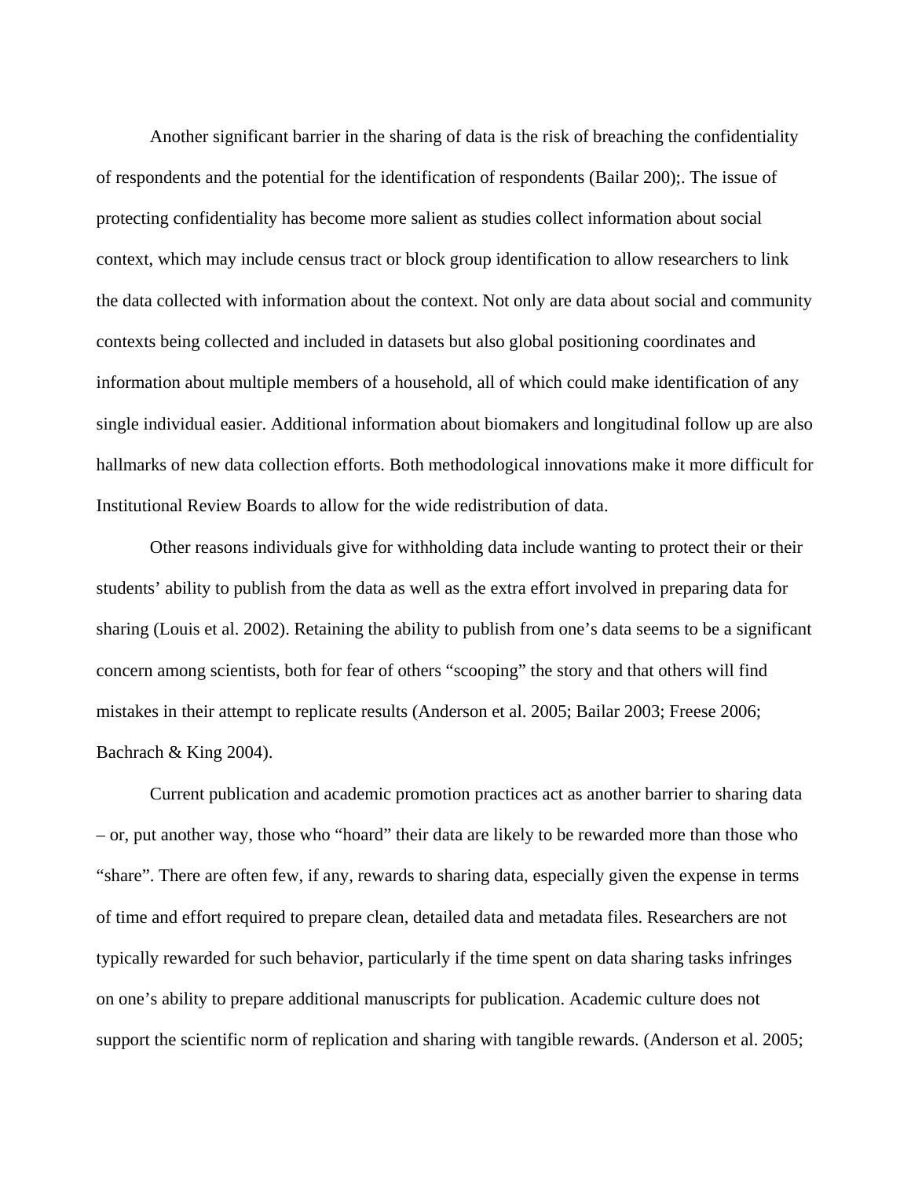Another significant barrier in the sharing of data is the risk of breaching the confidentiality of respondents and the potential for the identification of respondents (Bailar 200);. The issue of protecting confidentiality has become more salient as studies collect information about social context, which may include census tract or block group identification to allow researchers to link the data collected with information about the context. Not only are data about social and community contexts being collected and included in datasets but also global positioning coordinates and information about multiple members of a household, all of which could make identification of any single individual easier. Additional information about biomakers and longitudinal follow up are also hallmarks of new data collection efforts. Both methodological innovations make it more difficult for Institutional Review Boards to allow for the wide redistribution of data.

Other reasons individuals give for withholding data include wanting to protect their or their students' ability to publish from the data as well as the extra effort involved in preparing data for sharing (Louis et al. 2002). Retaining the ability to publish from one's data seems to be a significant concern among scientists, both for fear of others "scooping" the story and that others will find mistakes in their attempt to replicate results (Anderson et al. 2005; Bailar 2003; Freese 2006; Bachrach & King 2004).

Current publication and academic promotion practices act as another barrier to sharing data – or, put another way, those who "hoard" their data are likely to be rewarded more than those who "share". There are often few, if any, rewards to sharing data, especially given the expense in terms of time and effort required to prepare clean, detailed data and metadata files. Researchers are not typically rewarded for such behavior, particularly if the time spent on data sharing tasks infringes on one's ability to prepare additional manuscripts for publication. Academic culture does not support the scientific norm of replication and sharing with tangible rewards. (Anderson et al. 2005;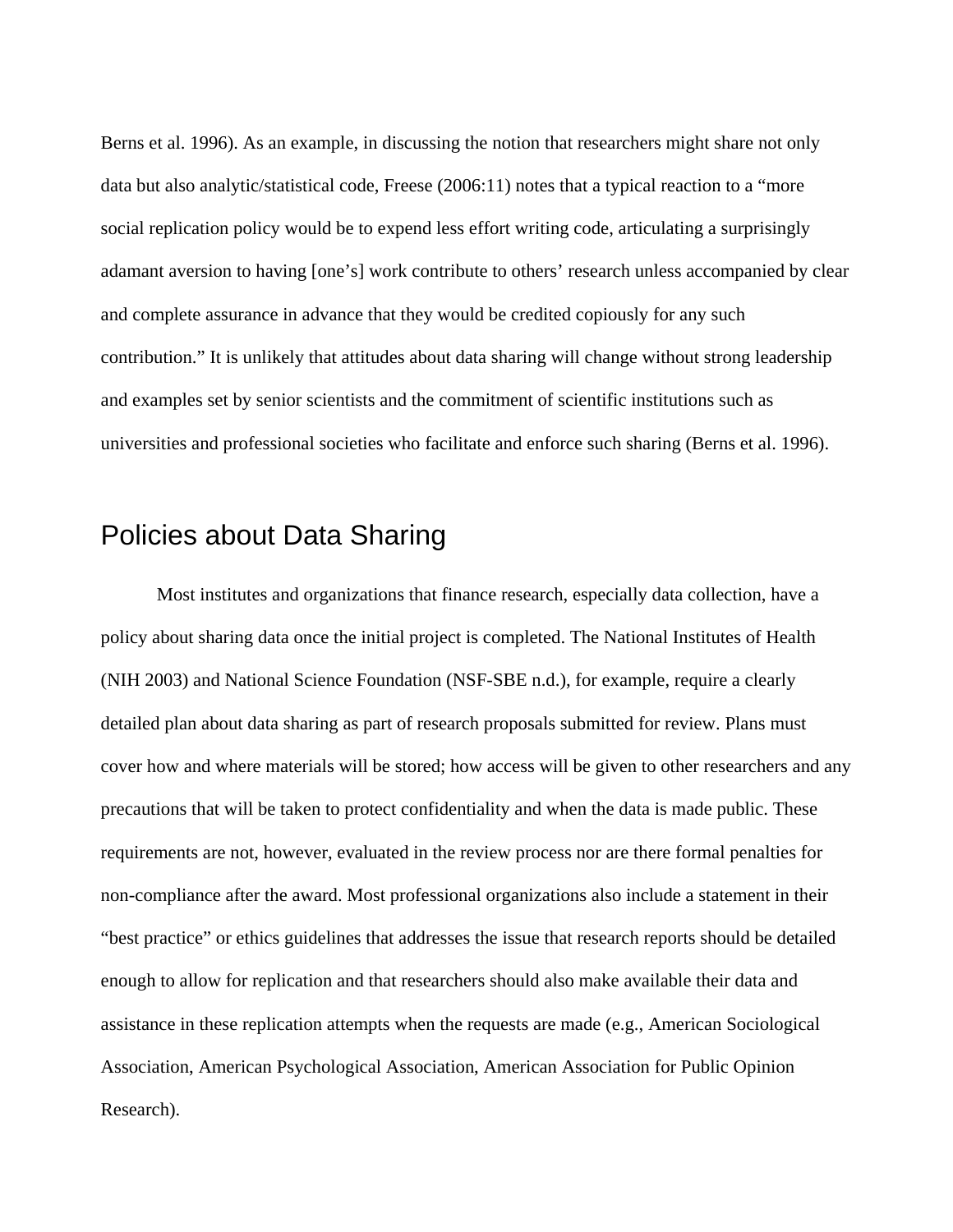Berns et al. 1996). As an example, in discussing the notion that researchers might share not only data but also analytic/statistical code, Freese (2006:11) notes that a typical reaction to a "more social replication policy would be to expend less effort writing code, articulating a surprisingly adamant aversion to having [one's] work contribute to others' research unless accompanied by clear and complete assurance in advance that they would be credited copiously for any such contribution." It is unlikely that attitudes about data sharing will change without strong leadership and examples set by senior scientists and the commitment of scientific institutions such as universities and professional societies who facilitate and enforce such sharing (Berns et al. 1996).

## Policies about Data Sharing

Most institutes and organizations that finance research, especially data collection, have a policy about sharing data once the initial project is completed. The National Institutes of Health (NIH 2003) and National Science Foundation (NSF-SBE n.d.), for example, require a clearly detailed plan about data sharing as part of research proposals submitted for review. Plans must cover how and where materials will be stored; how access will be given to other researchers and any precautions that will be taken to protect confidentiality and when the data is made public. These requirements are not, however, evaluated in the review process nor are there formal penalties for non-compliance after the award. Most professional organizations also include a statement in their "best practice" or ethics guidelines that addresses the issue that research reports should be detailed enough to allow for replication and that researchers should also make available their data and assistance in these replication attempts when the requests are made (e.g., American Sociological Association, American Psychological Association, American Association for Public Opinion Research).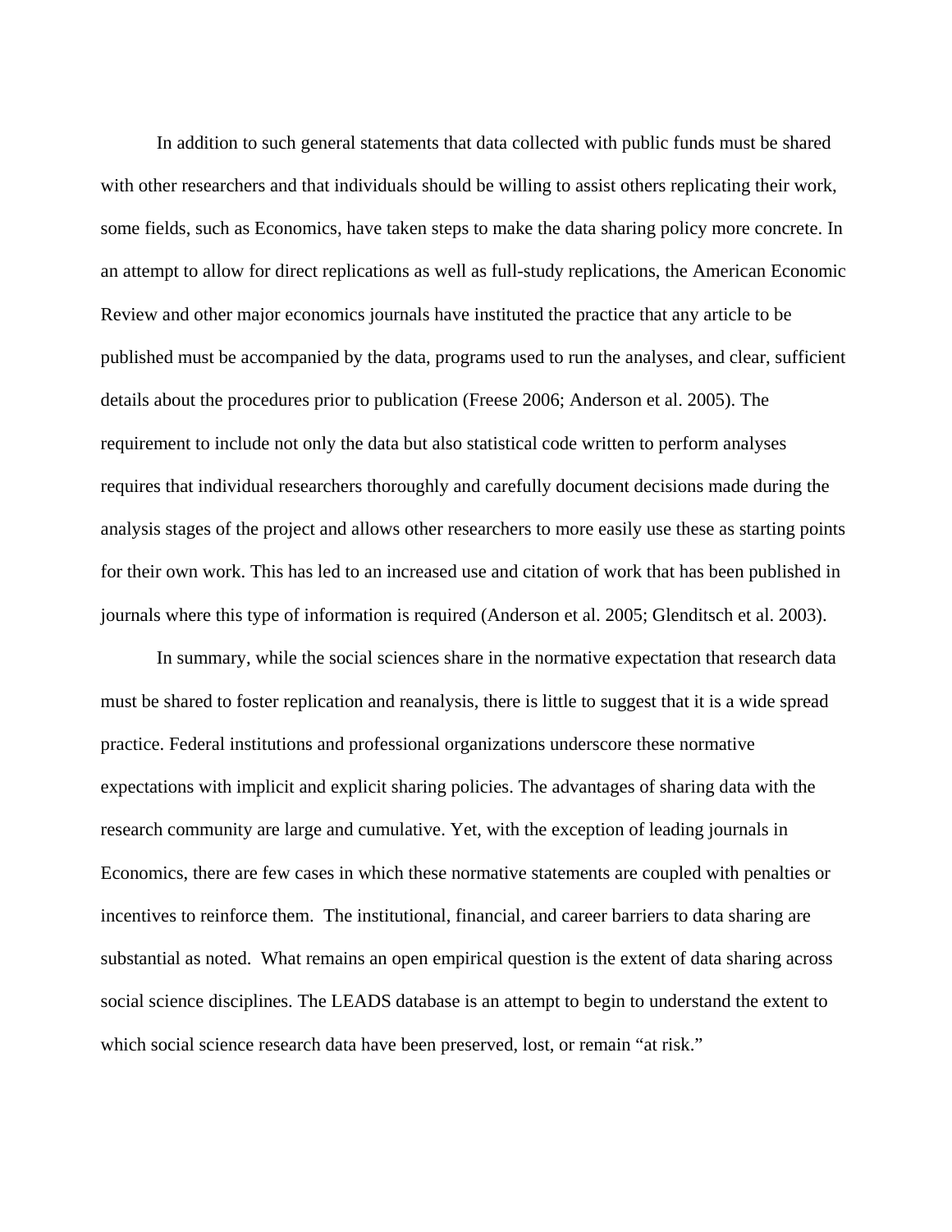In addition to such general statements that data collected with public funds must be shared with other researchers and that individuals should be willing to assist others replicating their work, some fields, such as Economics, have taken steps to make the data sharing policy more concrete. In an attempt to allow for direct replications as well as full-study replications, the American Economic Review and other major economics journals have instituted the practice that any article to be published must be accompanied by the data, programs used to run the analyses, and clear, sufficient details about the procedures prior to publication (Freese 2006; Anderson et al. 2005). The requirement to include not only the data but also statistical code written to perform analyses requires that individual researchers thoroughly and carefully document decisions made during the analysis stages of the project and allows other researchers to more easily use these as starting points for their own work. This has led to an increased use and citation of work that has been published in journals where this type of information is required (Anderson et al. 2005; Glenditsch et al. 2003).

In summary, while the social sciences share in the normative expectation that research data must be shared to foster replication and reanalysis, there is little to suggest that it is a wide spread practice. Federal institutions and professional organizations underscore these normative expectations with implicit and explicit sharing policies. The advantages of sharing data with the research community are large and cumulative. Yet, with the exception of leading journals in Economics, there are few cases in which these normative statements are coupled with penalties or incentives to reinforce them. The institutional, financial, and career barriers to data sharing are substantial as noted. What remains an open empirical question is the extent of data sharing across social science disciplines. The LEADS database is an attempt to begin to understand the extent to which social science research data have been preserved, lost, or remain "at risk."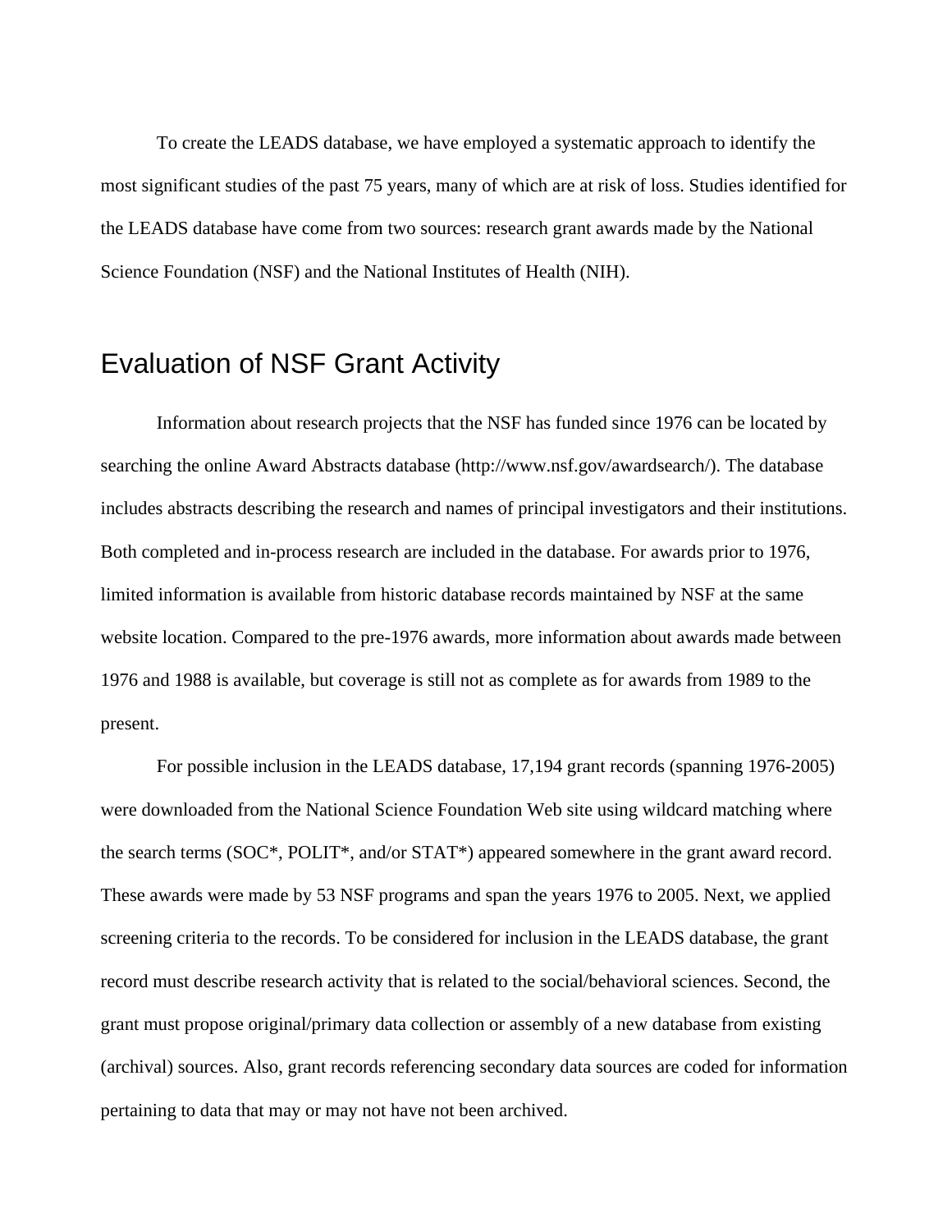To create the LEADS database, we have employed a systematic approach to identify the most significant studies of the past 75 years, many of which are at risk of loss. Studies identified for the LEADS database have come from two sources: research grant awards made by the National Science Foundation (NSF) and the National Institutes of Health (NIH).

## Evaluation of NSF Grant Activity

Information about research projects that the NSF has funded since 1976 can be located by searching the online Award Abstracts database (http://www.nsf.gov/awardsearch/). The database includes abstracts describing the research and names of principal investigators and their institutions. Both completed and in-process research are included in the database. For awards prior to 1976, limited information is available from historic database records maintained by NSF at the same website location. Compared to the pre-1976 awards, more information about awards made between 1976 and 1988 is available, but coverage is still not as complete as for awards from 1989 to the present.

For possible inclusion in the LEADS database, 17,194 grant records (spanning 1976-2005) were downloaded from the National Science Foundation Web site using wildcard matching where the search terms (SOC*, POLIT*, and/or STAT*) appeared somewhere in the grant award record. These awards were made by 53 NSF programs and span the years 1976 to 2005. Next, we applied screening criteria to the records. To be considered for inclusion in the LEADS database, the grant record must describe research activity that is related to the social/behavioral sciences. Second, the grant must propose original/primary data collection or assembly of a new database from existing (archival) sources. Also, grant records referencing secondary data sources are coded for information pertaining to data that may or may not have not been archived.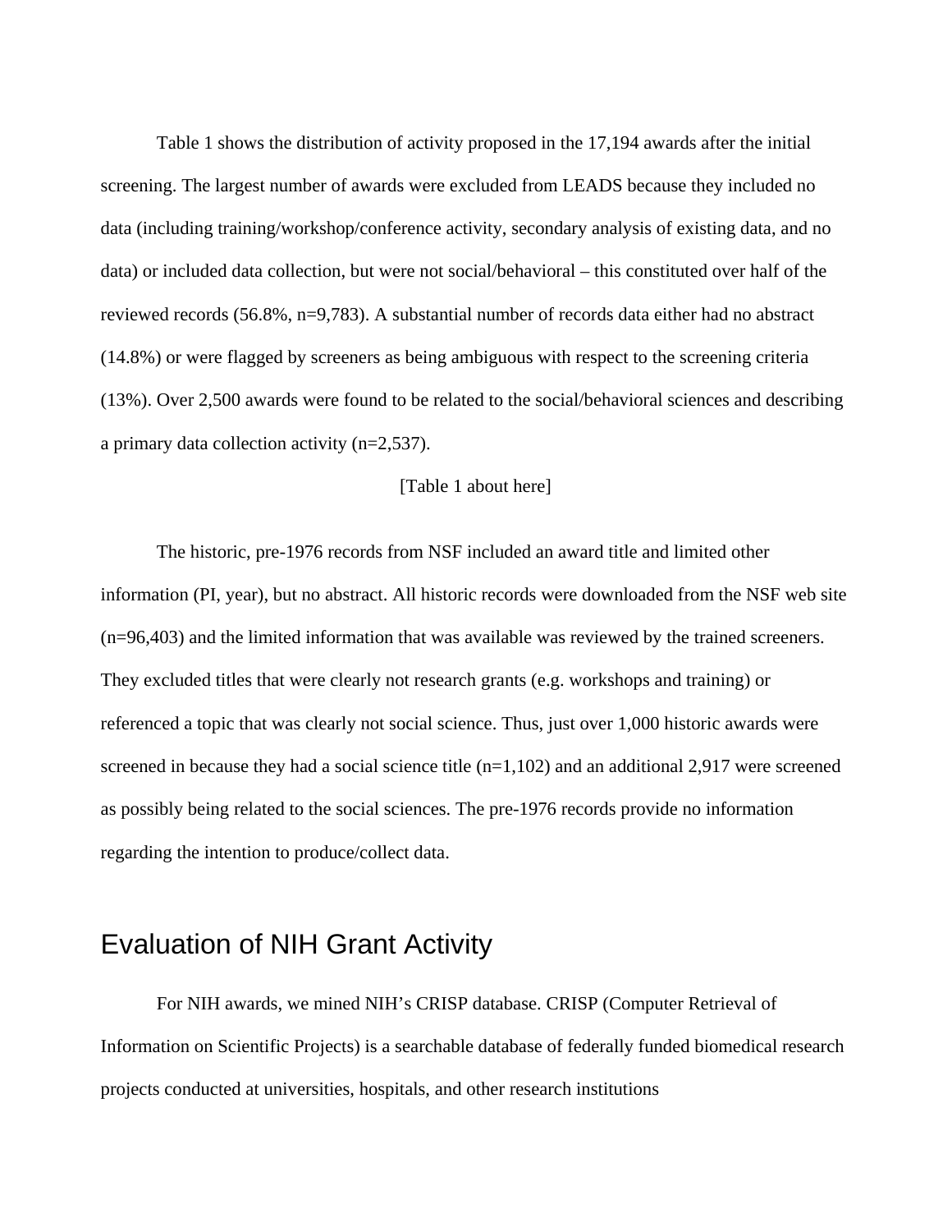Table 1 shows the distribution of activity proposed in the 17,194 awards after the initial screening. The largest number of awards were excluded from LEADS because they included no data (including training/workshop/conference activity, secondary analysis of existing data, and no data) or included data collection, but were not social/behavioral – this constituted over half of the reviewed records (56.8%, n=9,783). A substantial number of records data either had no abstract (14.8%) or were flagged by screeners as being ambiguous with respect to the screening criteria (13%). Over 2,500 awards were found to be related to the social/behavioral sciences and describing a primary data collection activity (n=2,537).

[Table 1 about here]

The historic, pre-1976 records from NSF included an award title and limited other information (PI, year), but no abstract. All historic records were downloaded from the NSF web site (n=96,403) and the limited information that was available was reviewed by the trained screeners. They excluded titles that were clearly not research grants (e.g. workshops and training) or referenced a topic that was clearly not social science. Thus, just over 1,000 historic awards were screened in because they had a social science title (n=1,102) and an additional 2,917 were screened as possibly being related to the social sciences. The pre-1976 records provide no information regarding the intention to produce/collect data.

## Evaluation of NIH Grant Activity

For NIH awards, we mined NIH's CRISP database. CRISP (Computer Retrieval of Information on Scientific Projects) is a searchable database of federally funded biomedical research projects conducted at universities, hospitals, and other research institutions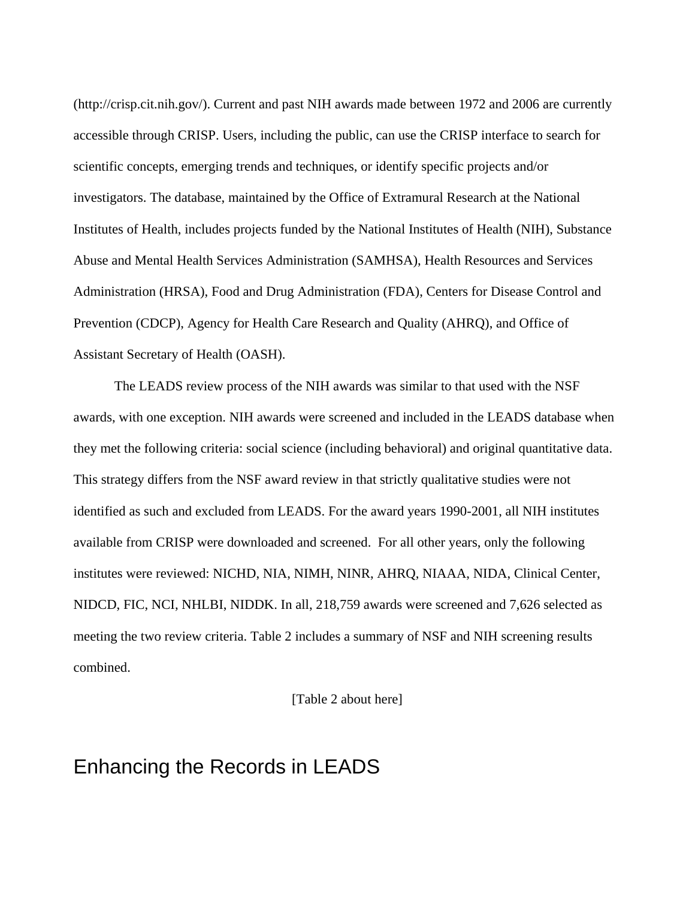(http://crisp.cit.nih.gov/). Current and past NIH awards made between 1972 and 2006 are currently accessible through CRISP. Users, including the public, can use the CRISP interface to search for scientific concepts, emerging trends and techniques, or identify specific projects and/or investigators. The database, maintained by the Office of Extramural Research at the National Institutes of Health, includes projects funded by the National Institutes of Health (NIH), Substance Abuse and Mental Health Services Administration (SAMHSA), Health Resources and Services Administration (HRSA), Food and Drug Administration (FDA), Centers for Disease Control and Prevention (CDCP), Agency for Health Care Research and Quality (AHRQ), and Office of Assistant Secretary of Health (OASH).

The LEADS review process of the NIH awards was similar to that used with the NSF awards, with one exception. NIH awards were screened and included in the LEADS database when they met the following criteria: social science (including behavioral) and original quantitative data. This strategy differs from the NSF award review in that strictly qualitative studies were not identified as such and excluded from LEADS. For the award years 1990-2001, all NIH institutes available from CRISP were downloaded and screened. For all other years, only the following institutes were reviewed: NICHD, NIA, NIMH, NINR, AHRQ, NIAAA, NIDA, Clinical Center, NIDCD, FIC, NCI, NHLBI, NIDDK. In all, 218,759 awards were screened and 7,626 selected as meeting the two review criteria. Table 2 includes a summary of NSF and NIH screening results combined.

[Table 2 about here]

## Enhancing the Records in LEADS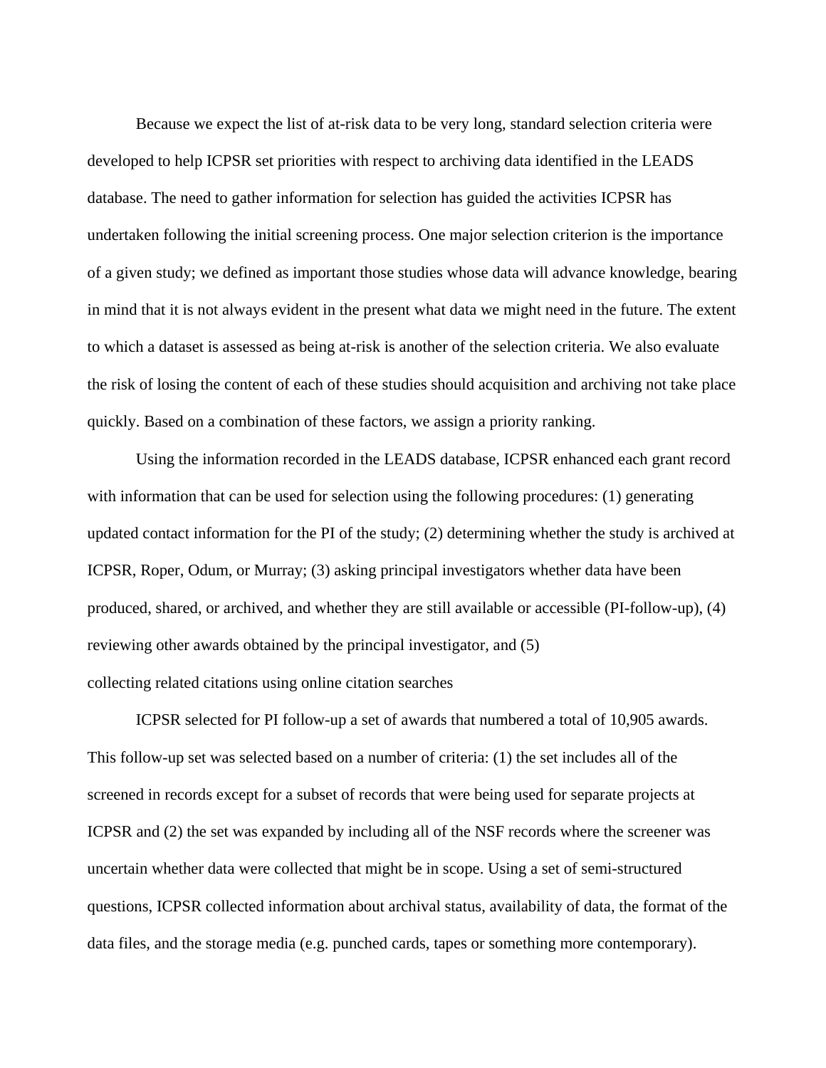Because we expect the list of at-risk data to be very long, standard selection criteria were developed to help ICPSR set priorities with respect to archiving data identified in the LEADS database. The need to gather information for selection has guided the activities ICPSR has undertaken following the initial screening process. One major selection criterion is the importance of a given study; we defined as important those studies whose data will advance knowledge, bearing in mind that it is not always evident in the present what data we might need in the future. The extent to which a dataset is assessed as being at-risk is another of the selection criteria. We also evaluate the risk of losing the content of each of these studies should acquisition and archiving not take place quickly. Based on a combination of these factors, we assign a priority ranking.

Using the information recorded in the LEADS database, ICPSR enhanced each grant record with information that can be used for selection using the following procedures: (1) generating updated contact information for the PI of the study; (2) determining whether the study is archived at ICPSR, Roper, Odum, or Murray; (3) asking principal investigators whether data have been produced, shared, or archived, and whether they are still available or accessible (PI-follow-up), (4) reviewing other awards obtained by the principal investigator, and (5) collecting related citations using online citation searches

ICPSR selected for PI follow-up a set of awards that numbered a total of 10,905 awards. This follow-up set was selected based on a number of criteria: (1) the set includes all of the screened in records except for a subset of records that were being used for separate projects at ICPSR and (2) the set was expanded by including all of the NSF records where the screener was uncertain whether data were collected that might be in scope. Using a set of semi-structured questions, ICPSR collected information about archival status, availability of data, the format of the data files, and the storage media (e.g. punched cards, tapes or something more contemporary).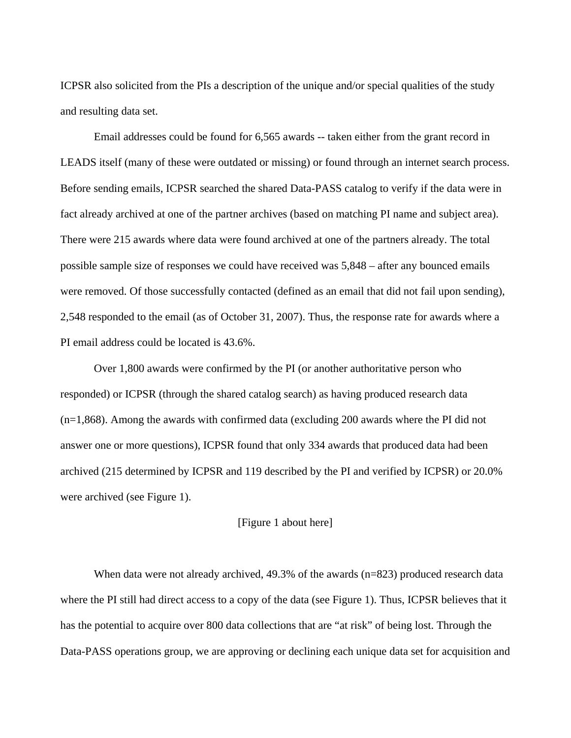ICPSR also solicited from the PIs a description of the unique and/or special qualities of the study and resulting data set.

Email addresses could be found for 6,565 awards -- taken either from the grant record in LEADS itself (many of these were outdated or missing) or found through an internet search process. Before sending emails, ICPSR searched the shared Data-PASS catalog to verify if the data were in fact already archived at one of the partner archives (based on matching PI name and subject area). There were 215 awards where data were found archived at one of the partners already. The total possible sample size of responses we could have received was 5,848 – after any bounced emails were removed. Of those successfully contacted (defined as an email that did not fail upon sending), 2,548 responded to the email (as of October 31, 2007). Thus, the response rate for awards where a PI email address could be located is 43.6%.

Over 1,800 awards were confirmed by the PI (or another authoritative person who responded) or ICPSR (through the shared catalog search) as having produced research data (n=1,868). Among the awards with confirmed data (excluding 200 awards where the PI did not answer one or more questions), ICPSR found that only 334 awards that produced data had been archived (215 determined by ICPSR and 119 described by the PI and verified by ICPSR) or 20.0% were archived (see Figure 1).

[Figure 1 about here]

When data were not already archived, 49.3% of the awards (n=823) produced research data where the PI still had direct access to a copy of the data (see Figure 1). Thus, ICPSR believes that it has the potential to acquire over 800 data collections that are "at risk" of being lost. Through the Data-PASS operations group, we are approving or declining each unique data set for acquisition and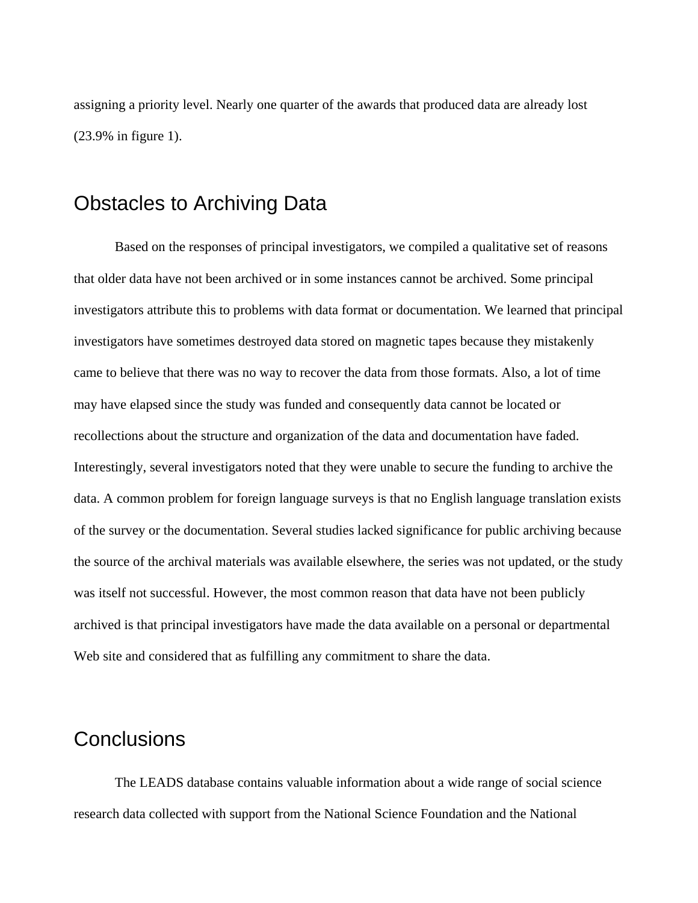assigning a priority level. Nearly one quarter of the awards that produced data are already lost (23.9% in figure 1).

## Obstacles to Archiving Data

Based on the responses of principal investigators, we compiled a qualitative set of reasons that older data have not been archived or in some instances cannot be archived. Some principal investigators attribute this to problems with data format or documentation. We learned that principal investigators have sometimes destroyed data stored on magnetic tapes because they mistakenly came to believe that there was no way to recover the data from those formats. Also, a lot of time may have elapsed since the study was funded and consequently data cannot be located or recollections about the structure and organization of the data and documentation have faded. Interestingly, several investigators noted that they were unable to secure the funding to archive the data. A common problem for foreign language surveys is that no English language translation exists of the survey or the documentation. Several studies lacked significance for public archiving because the source of the archival materials was available elsewhere, the series was not updated, or the study was itself not successful. However, the most common reason that data have not been publicly archived is that principal investigators have made the data available on a personal or departmental Web site and considered that as fulfilling any commitment to share the data.

## Conclusions

The LEADS database contains valuable information about a wide range of social science research data collected with support from the National Science Foundation and the National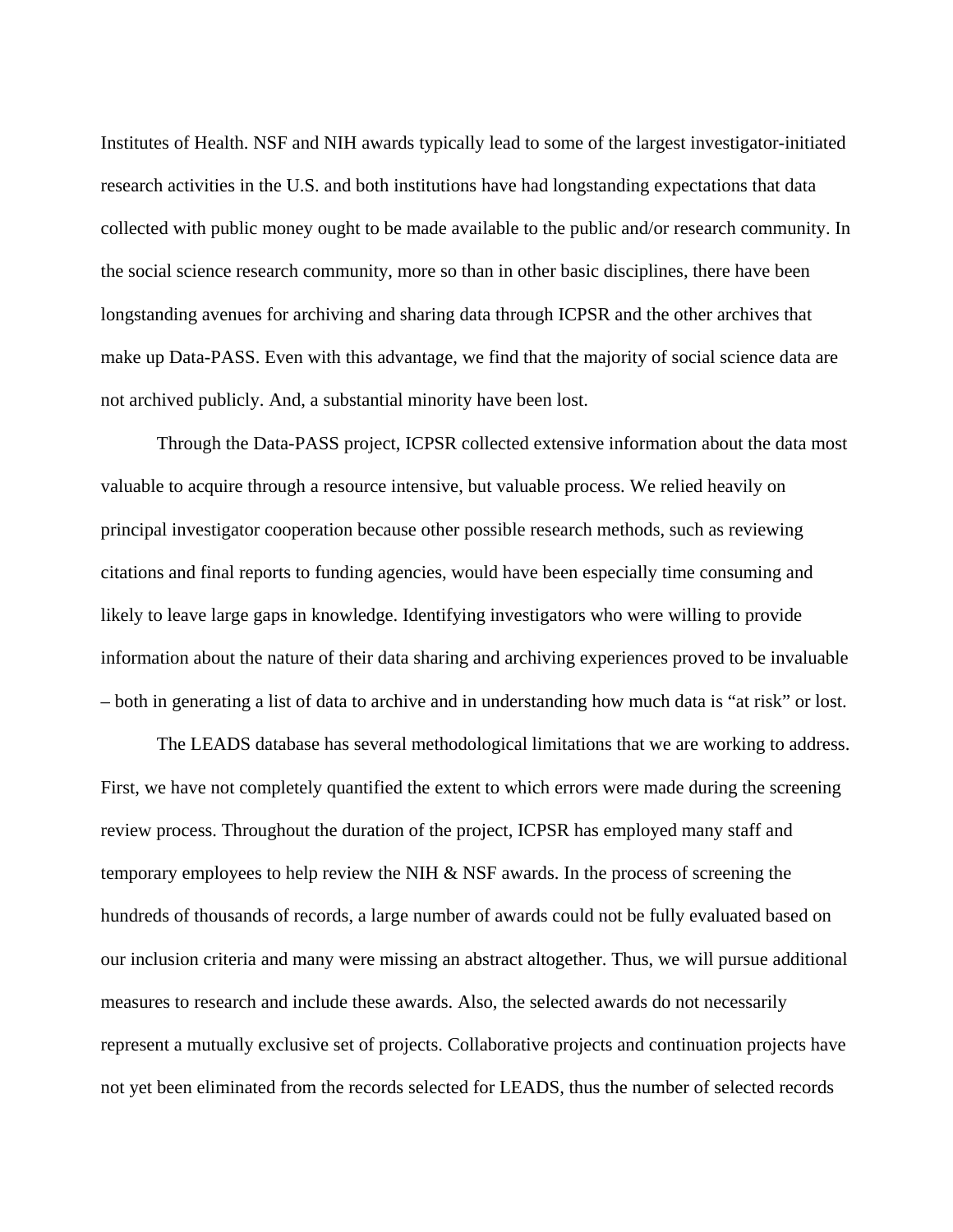Institutes of Health. NSF and NIH awards typically lead to some of the largest investigator-initiated research activities in the U.S. and both institutions have had longstanding expectations that data collected with public money ought to be made available to the public and/or research community. In the social science research community, more so than in other basic disciplines, there have been longstanding avenues for archiving and sharing data through ICPSR and the other archives that make up Data-PASS. Even with this advantage, we find that the majority of social science data are not archived publicly. And, a substantial minority have been lost.

Through the Data-PASS project, ICPSR collected extensive information about the data most valuable to acquire through a resource intensive, but valuable process. We relied heavily on principal investigator cooperation because other possible research methods, such as reviewing citations and final reports to funding agencies, would have been especially time consuming and likely to leave large gaps in knowledge. Identifying investigators who were willing to provide information about the nature of their data sharing and archiving experiences proved to be invaluable – both in generating a list of data to archive and in understanding how much data is "at risk" or lost.

The LEADS database has several methodological limitations that we are working to address. First, we have not completely quantified the extent to which errors were made during the screening review process. Throughout the duration of the project, ICPSR has employed many staff and temporary employees to help review the NIH & NSF awards. In the process of screening the hundreds of thousands of records, a large number of awards could not be fully evaluated based on our inclusion criteria and many were missing an abstract altogether. Thus, we will pursue additional measures to research and include these awards. Also, the selected awards do not necessarily represent a mutually exclusive set of projects. Collaborative projects and continuation projects have not yet been eliminated from the records selected for LEADS, thus the number of selected records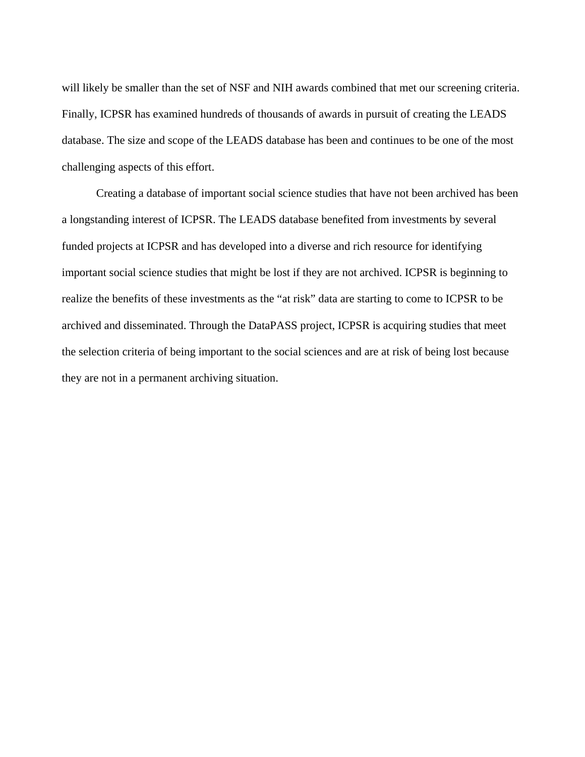will likely be smaller than the set of NSF and NIH awards combined that met our screening criteria. Finally, ICPSR has examined hundreds of thousands of awards in pursuit of creating the LEADS database. The size and scope of the LEADS database has been and continues to be one of the most challenging aspects of this effort.

Creating a database of important social science studies that have not been archived has been a longstanding interest of ICPSR. The LEADS database benefited from investments by several funded projects at ICPSR and has developed into a diverse and rich resource for identifying important social science studies that might be lost if they are not archived. ICPSR is beginning to realize the benefits of these investments as the "at risk" data are starting to come to ICPSR to be archived and disseminated. Through the DataPASS project, ICPSR is acquiring studies that meet the selection criteria of being important to the social sciences and are at risk of being lost because they are not in a permanent archiving situation.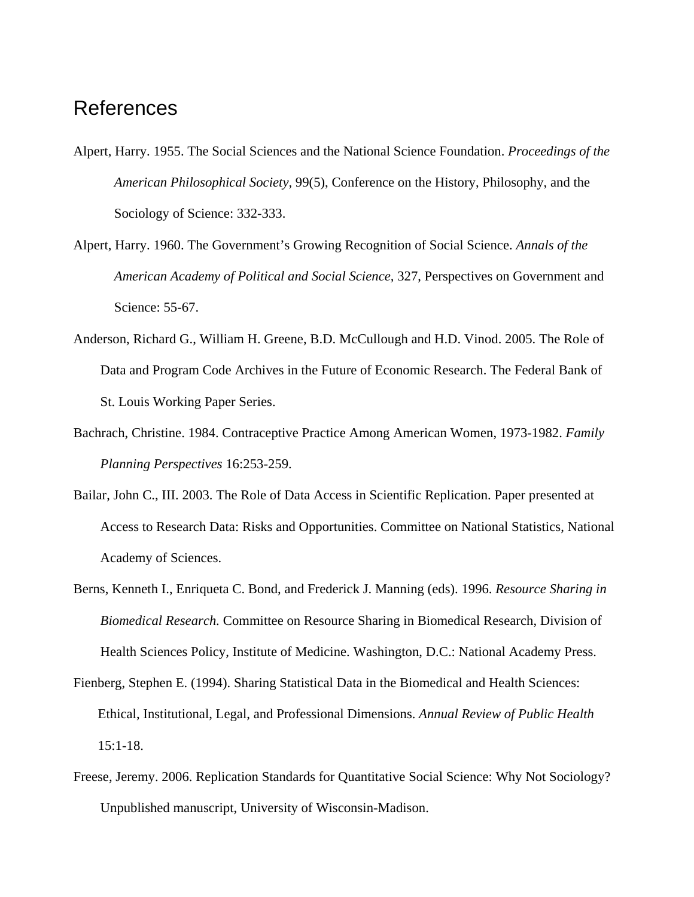# References

Alpert, Harry. 1955. The Social Sciences and the National Science Foundation. *Proceedings of the American Philosophical Society,* 99(5), Conference on the History, Philosophy, and the Sociology of Science: 332-333.

Alpert, Harry. 1960. The Government's Growing Recognition of Social Science. *Annals of the American Academy of Political and Social Science,* 327, Perspectives on Government and Science: 55-67.

Anderson, Richard G., William H. Greene, B.D. McCullough and H.D. Vinod. 2005. The Role of Data and Program Code Archives in the Future of Economic Research. The Federal Bank of St. Louis Working Paper Series.

Bachrach, Christine. 1984. Contraceptive Practice Among American Women, 1973-1982. *Family Planning Perspectives* 16:253-259.

Bailar, John C., III. 2003. The Role of Data Access in Scientific Replication. Paper presented at Access to Research Data: Risks and Opportunities. Committee on National Statistics, National Academy of Sciences.

Berns, Kenneth I., Enriqueta C. Bond, and Frederick J. Manning (eds). 1996. *Resource Sharing in Biomedical Research.* Committee on Resource Sharing in Biomedical Research, Division of Health Sciences Policy, Institute of Medicine. Washington, D.C.: National Academy Press.

Fienberg, Stephen E. (1994). Sharing Statistical Data in the Biomedical and Health Sciences: Ethical, Institutional, Legal, and Professional Dimensions. *Annual Review of Public Health* 15:1-18.

Freese, Jeremy. 2006. Replication Standards for Quantitative Social Science: Why Not Sociology? Unpublished manuscript, University of Wisconsin-Madison.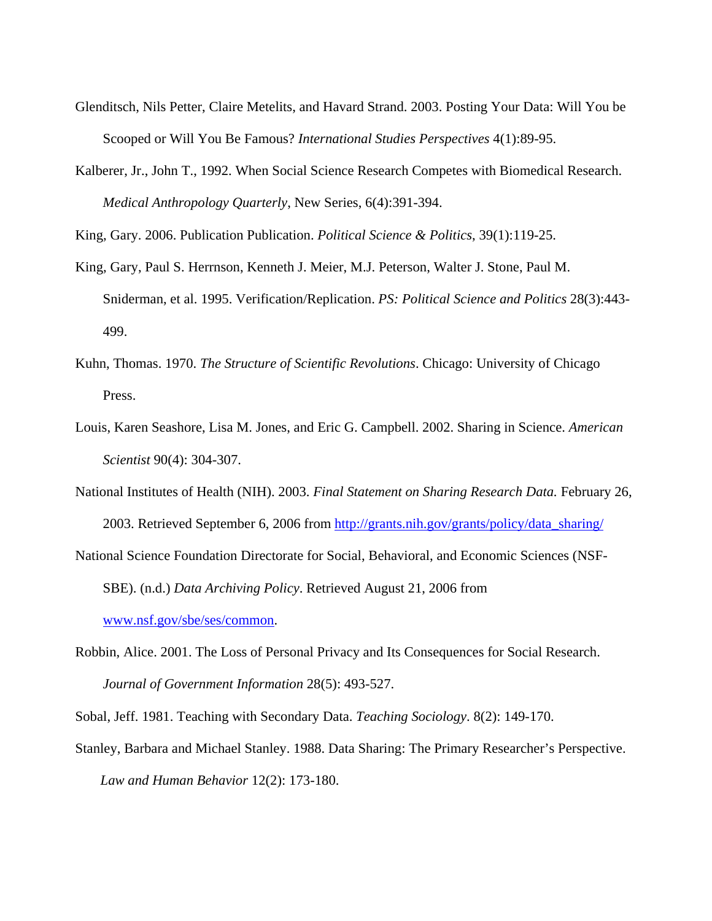Glenditsch, Nils Petter, Claire Metelits, and Havard Strand. 2003. Posting Your Data: Will You be Scooped or Will You Be Famous? *International Studies Perspectives* 4(1):89-95.

Kalberer, Jr., John T., 1992. When Social Science Research Competes with Biomedical Research. *Medical Anthropology Quarterly*, New Series, 6(4):391-394.

King, Gary. 2006. Publication Publication. *Political Science & Politics*, 39(1):119-25.

King, Gary, Paul S. Herrnson, Kenneth J. Meier, M.J. Peterson, Walter J. Stone, Paul M. Sniderman, et al. 1995. Verification/Replication. *PS: Political Science and Politics* 28(3):443-499.

Kuhn, Thomas. 1970. *The Structure of Scientific Revolutions*. Chicago: University of Chicago Press.

Louis, Karen Seashore, Lisa M. Jones, and Eric G. Campbell. 2002. Sharing in Science. *American Scientist* 90(4): 304-307.

National Institutes of Health (NIH). 2003. *Final Statement on Sharing Research Data.* February 26, 2003. Retrieved September 6, 2006 from http://grants.nih.gov/grants/policy/data_sharing/

National Science Foundation Directorate for Social, Behavioral, and Economic Sciences (NSF-SBE). (n.d.) *Data Archiving Policy*. Retrieved August 21, 2006 from www.nsf.gov/sbe/ses/common.

Robbin, Alice. 2001. The Loss of Personal Privacy and Its Consequences for Social Research. *Journal of Government Information* 28(5): 493-527.

Sobal, Jeff. 1981. Teaching with Secondary Data. *Teaching Sociology*. 8(2): 149-170.

Stanley, Barbara and Michael Stanley. 1988. Data Sharing: The Primary Researcher's Perspective. *Law and Human Behavior* 12(2): 173-180.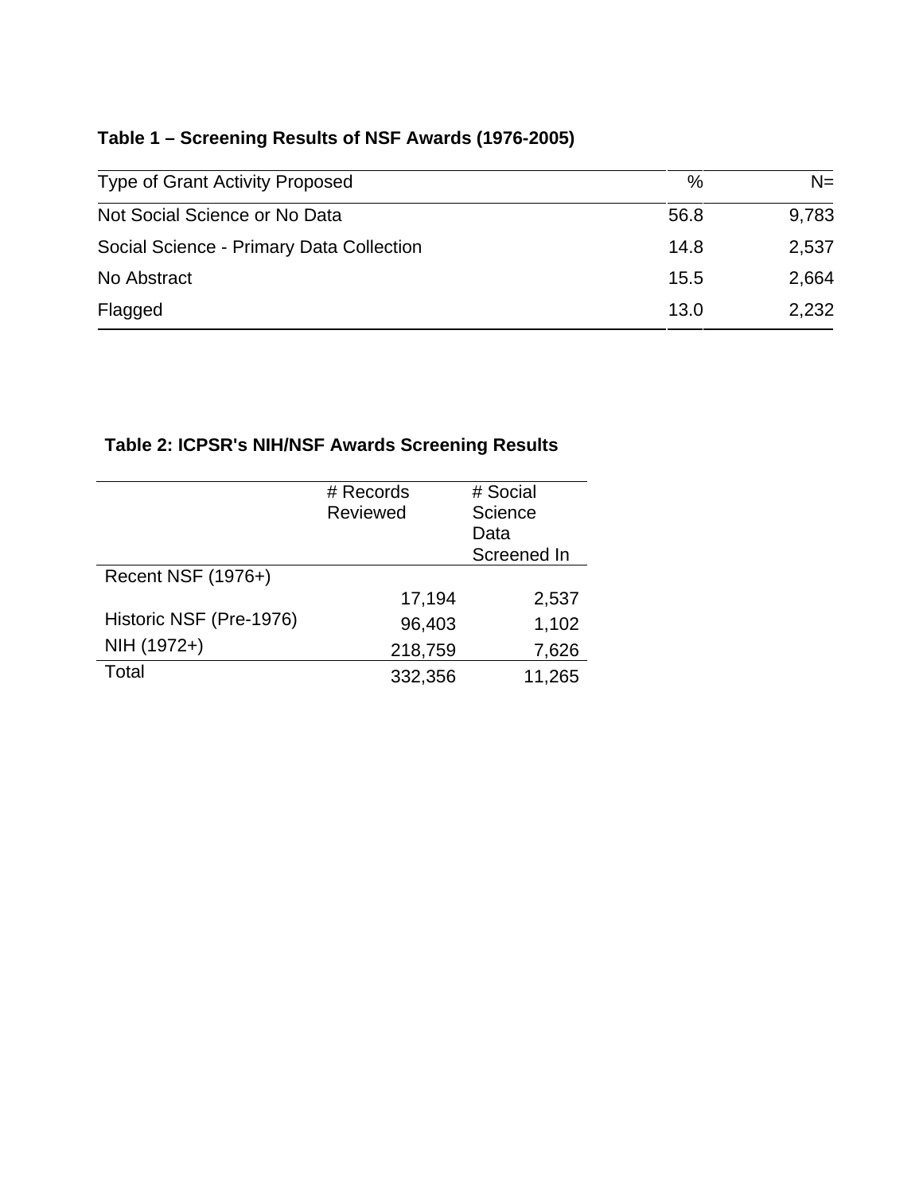**Table 1 – Screening Results of NSF Awards (1976-2005)**

| Type of Grant Activity Proposed | % | N= |
|---|---|---|
| Not Social Science or No Data | 56.8 | 9,783 |
| Social Science - Primary Data Collection | 14.8 | 2,537 |
| No Abstract | 15.5 | 2,664 |
| Flagged | 13.0 | 2,232 |

**Table 2: ICPSR's NIH/NSF Awards Screening Results**

| | # Records Reviewed | # Social Science Data Screened In |
|---|---|---|
| Recent NSF (1976+) | 17,194 | 2,537 |
| Historic NSF (Pre-1976) | 96,403 | 1,102 |
| NIH (1972+) | 218,759 | 7,626 |
| Total | 332,356 | 11,265 |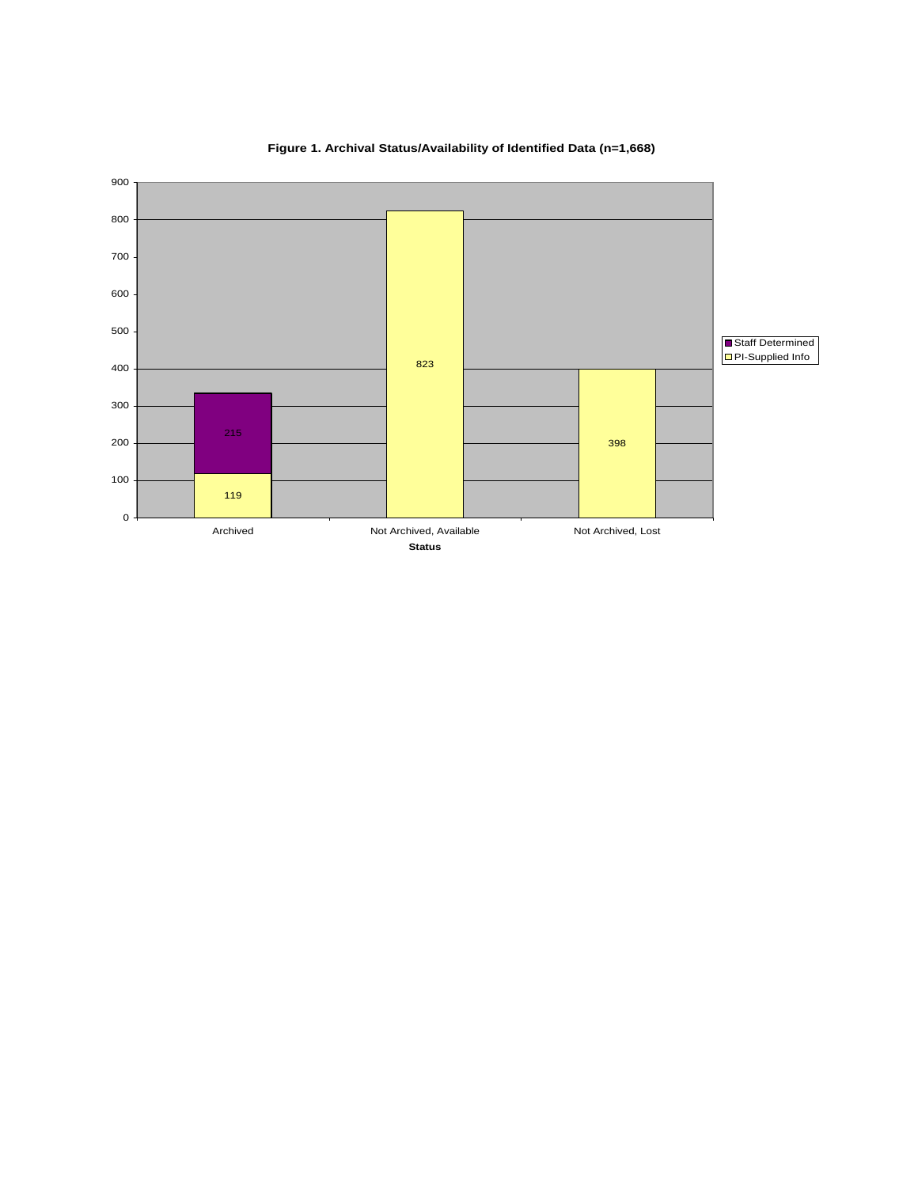**Figure 1. Archival Status/Availability of Identified Data (n=1,668)**

900
800
700
600
500
400
300
200
100
0

215
119
823
398

Staff Determined
PI-Supplied Info

Archived
Not Archived, Available
Not Archived, Lost

**Status**